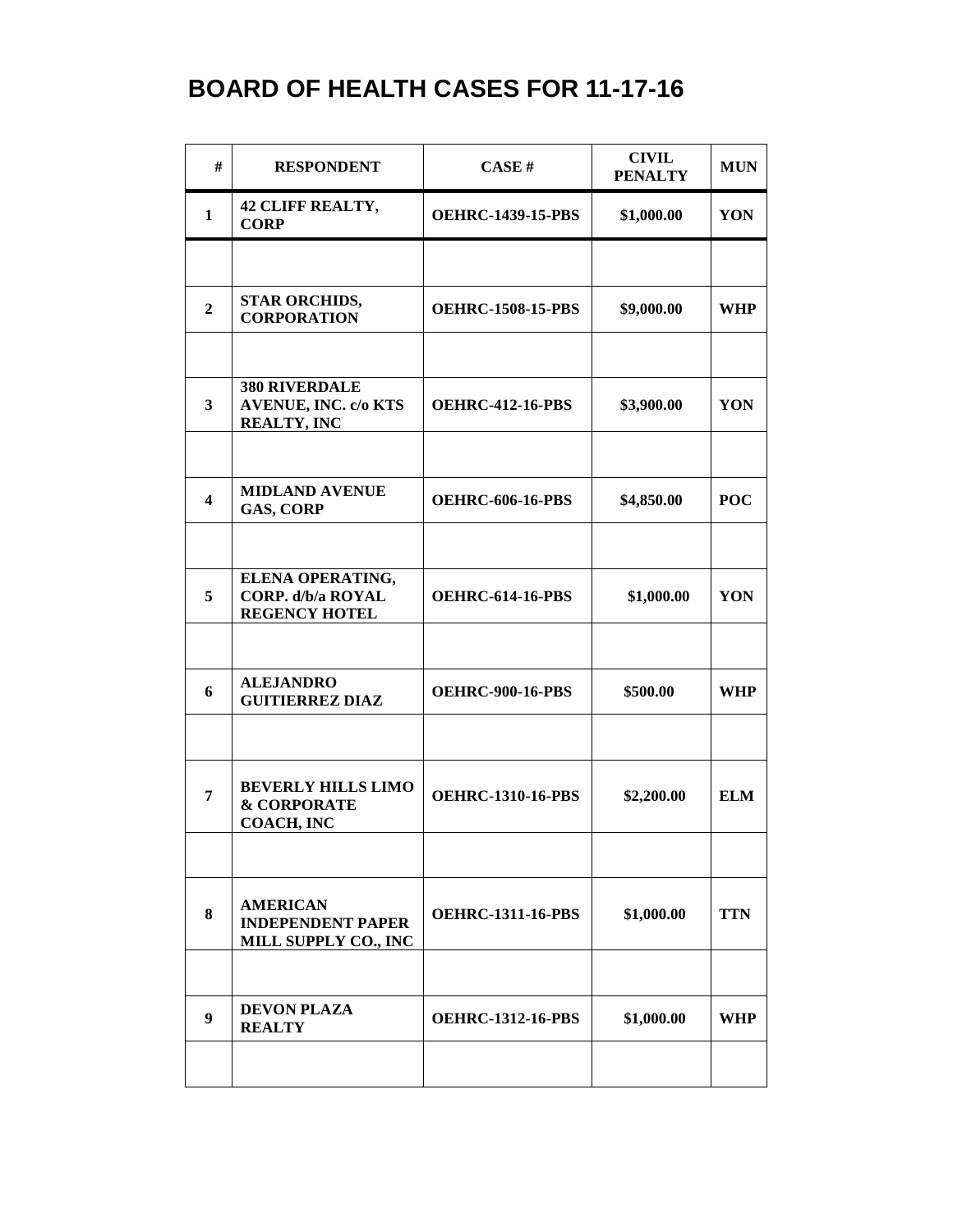# BOARD OF HEALTH CASES FOR 11-17-16

| # | RESPONDENT | CASE # | CIVIL PENALTY | MUN |
|---|---|---|---|---|
| 1 | 42 CLIFF REALTY, CORP | OEHRC-1439-15-PBS | $1,000.00 | YON |
| | | | | |
| 2 | STAR ORCHIDS, CORPORATION | OEHRC-1508-15-PBS | $9,000.00 | WHP |
| | | | | |
| 3 | 380 RIVERDALE AVENUE, INC. c/o KTS REALTY, INC | OEHRC-412-16-PBS | $3,900.00 | YON |
| | | | | |
| 4 | MIDLAND AVENUE GAS, CORP | OEHRC-606-16-PBS | $4,850.00 | POC |
| | | | | |
| 5 | ELENA OPERATING, CORP. d/b/a ROYAL REGENCY HOTEL | OEHRC-614-16-PBS | $1,000.00 | YON |
| | | | | |
| 6 | ALEJANDRO GUITIERREZ DIAZ | OEHRC-900-16-PBS | $500.00 | WHP |
| | | | | |
| 7 | BEVERLY HILLS LIMO & CORPORATE COACH, INC | OEHRC-1310-16-PBS | $2,200.00 | ELM |
| | | | | |
| 8 | AMERICAN INDEPENDENT PAPER MILL SUPPLY CO., INC | OEHRC-1311-16-PBS | $1,000.00 | TTN |
| | | | | |
| 9 | DEVON PLAZA REALTY | OEHRC-1312-16-PBS | $1,000.00 | WHP |
| | | | | |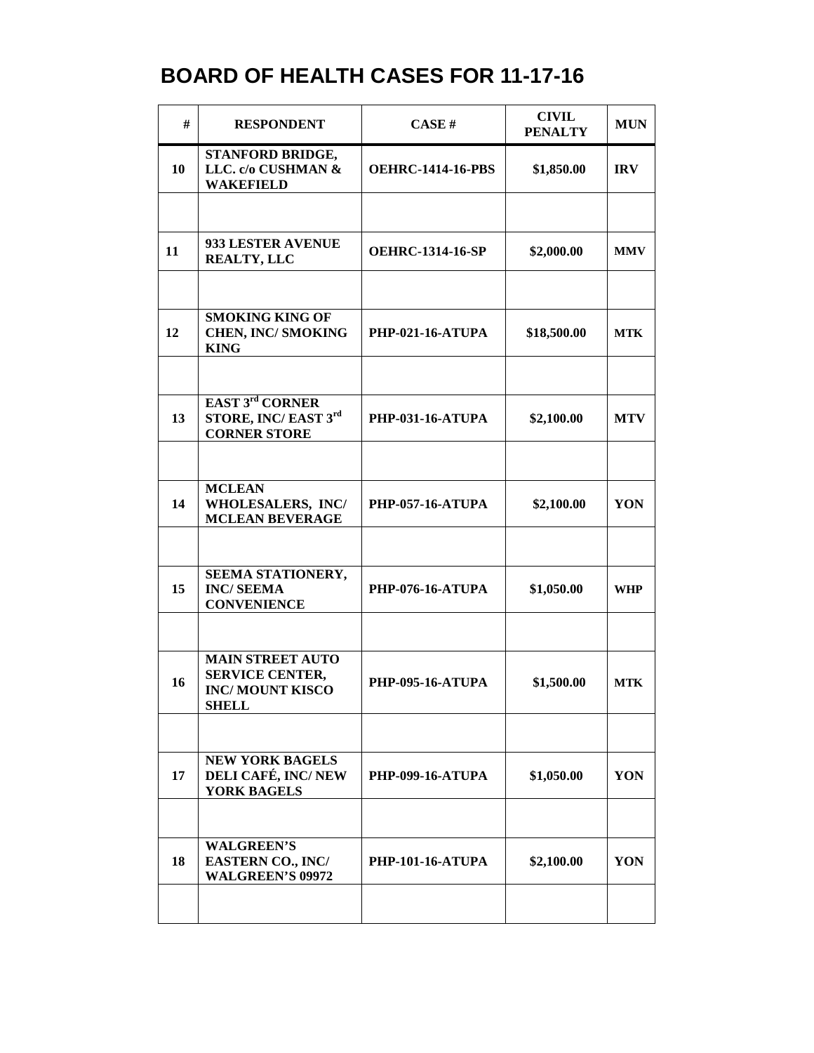# BOARD OF HEALTH CASES FOR 11-17-16

| # | RESPONDENT | CASE # | CIVIL PENALTY | MUN |
|---|---|---|---|---|
| 10 | STANFORD BRIDGE, LLC. c/o CUSHMAN & WAKEFIELD | OEHRC-1414-16-PBS | $1,850.00 | IRV |
| | | | | |
| 11 | 933 LESTER AVENUE REALTY, LLC | OEHRC-1314-16-SP | $2,000.00 | MMV |
| | | | | |
| 12 | SMOKING KING OF CHEN, INC/ SMOKING KING | PHP-021-16-ATUPA | $18,500.00 | MTK |
| | | | | |
| 13 | EAST 3rd CORNER STORE, INC/ EAST 3rd CORNER STORE | PHP-031-16-ATUPA | $2,100.00 | MTV |
| | | | | |
| 14 | MCLEAN WHOLESALERS, INC/ MCLEAN BEVERAGE | PHP-057-16-ATUPA | $2,100.00 | YON |
| | | | | |
| 15 | SEEMA STATIONERY, INC/ SEEMA CONVENIENCE | PHP-076-16-ATUPA | $1,050.00 | WHP |
| | | | | |
| 16 | MAIN STREET AUTO SERVICE CENTER, INC/ MOUNT KISCO SHELL | PHP-095-16-ATUPA | $1,500.00 | MTK |
| | | | | |
| 17 | NEW YORK BAGELS DELI CAFÉ, INC/ NEW YORK BAGELS | PHP-099-16-ATUPA | $1,050.00 | YON |
| | | | | |
| 18 | WALGREEN'S EASTERN CO., INC/ WALGREEN'S 09972 | PHP-101-16-ATUPA | $2,100.00 | YON |
| | | | | |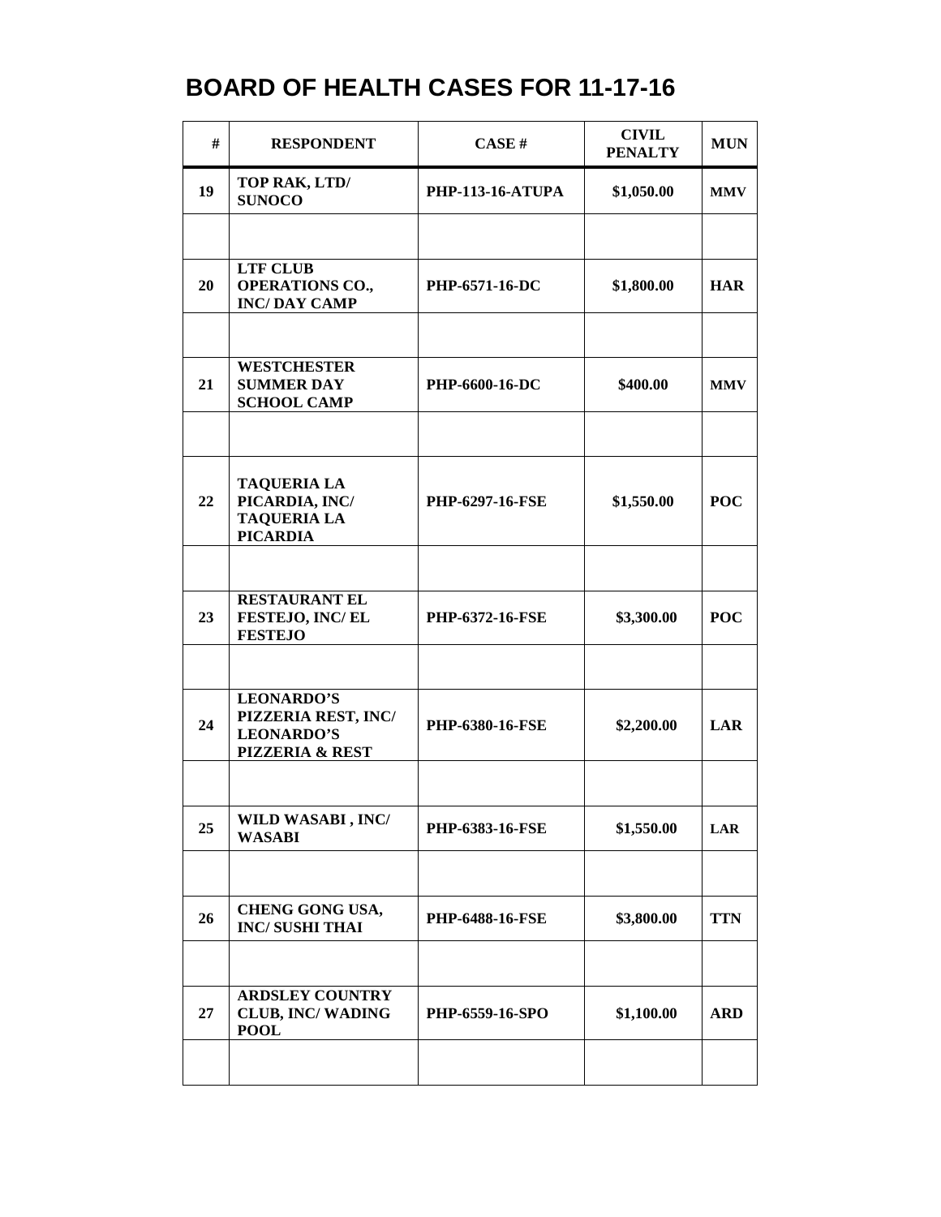# BOARD OF HEALTH CASES FOR 11-17-16

| # | RESPONDENT | CASE # | CIVIL PENALTY | MUN |
|---|---|---|---|---|
| 19 | TOP RAK, LTD/ SUNOCO | PHP-113-16-ATUPA | $1,050.00 | MMV |
| | | | | |
| 20 | LTF CLUB OPERATIONS CO., INC/ DAY CAMP | PHP-6571-16-DC | $1,800.00 | HAR |
| | | | | |
| 21 | WESTCHESTER SUMMER DAY SCHOOL CAMP | PHP-6600-16-DC | $400.00 | MMV |
| | | | | |
| 22 | TAQUERIA LA PICARDIA, INC/ TAQUERIA LA PICARDIA | PHP-6297-16-FSE | $1,550.00 | POC |
| | | | | |
| 23 | RESTAURANT EL FESTEJO, INC/ EL FESTEJO | PHP-6372-16-FSE | $3,300.00 | POC |
| | | | | |
| 24 | LEONARDO'S PIZZERIA REST, INC/ LEONARDO'S PIZZERIA & REST | PHP-6380-16-FSE | $2,200.00 | LAR |
| | | | | |
| 25 | WILD WASABI , INC/ WASABI | PHP-6383-16-FSE | $1,550.00 | LAR |
| | | | | |
| 26 | CHENG GONG USA, INC/ SUSHI THAI | PHP-6488-16-FSE | $3,800.00 | TTN |
| | | | | |
| 27 | ARDSLEY COUNTRY CLUB, INC/ WADING POOL | PHP-6559-16-SPO | $1,100.00 | ARD |
| | | | | |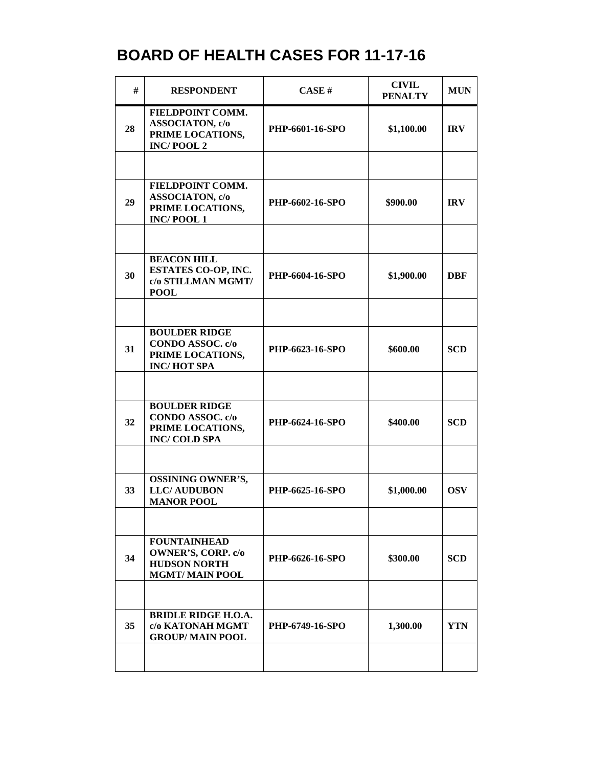# BOARD OF HEALTH CASES FOR 11-17-16

| # | RESPONDENT | CASE # | CIVIL PENALTY | MUN |
|---|---|---|---|---|
| 28 | FIELDPOINT COMM. ASSOCIATON, c/o PRIME LOCATIONS, INC/ POOL 2 | PHP-6601-16-SPO | $1,100.00 | IRV |
| | | | | |
| 29 | FIELDPOINT COMM. ASSOCIATON, c/o PRIME LOCATIONS, INC/ POOL 1 | PHP-6602-16-SPO | $900.00 | IRV |
| | | | | |
| 30 | BEACON HILL ESTATES CO-OP, INC. c/o STILLMAN MGMT/ POOL | PHP-6604-16-SPO | $1,900.00 | DBF |
| | | | | |
| 31 | BOULDER RIDGE CONDO ASSOC. c/o PRIME LOCATIONS, INC/ HOT SPA | PHP-6623-16-SPO | $600.00 | SCD |
| | | | | |
| 32 | BOULDER RIDGE CONDO ASSOC. c/o PRIME LOCATIONS, INC/ COLD SPA | PHP-6624-16-SPO | $400.00 | SCD |
| | | | | |
| 33 | OSSINING OWNER'S, LLC/ AUDUBON MANOR POOL | PHP-6625-16-SPO | $1,000.00 | OSV |
| | | | | |
| 34 | FOUNTAINHEAD OWNER'S, CORP. c/o HUDSON NORTH MGMT/ MAIN POOL | PHP-6626-16-SPO | $300.00 | SCD |
| | | | | |
| 35 | BRIDLE RIDGE H.O.A. c/o KATONAH MGMT GROUP/ MAIN POOL | PHP-6749-16-SPO | 1,300.00 | YTN |
| | | | | |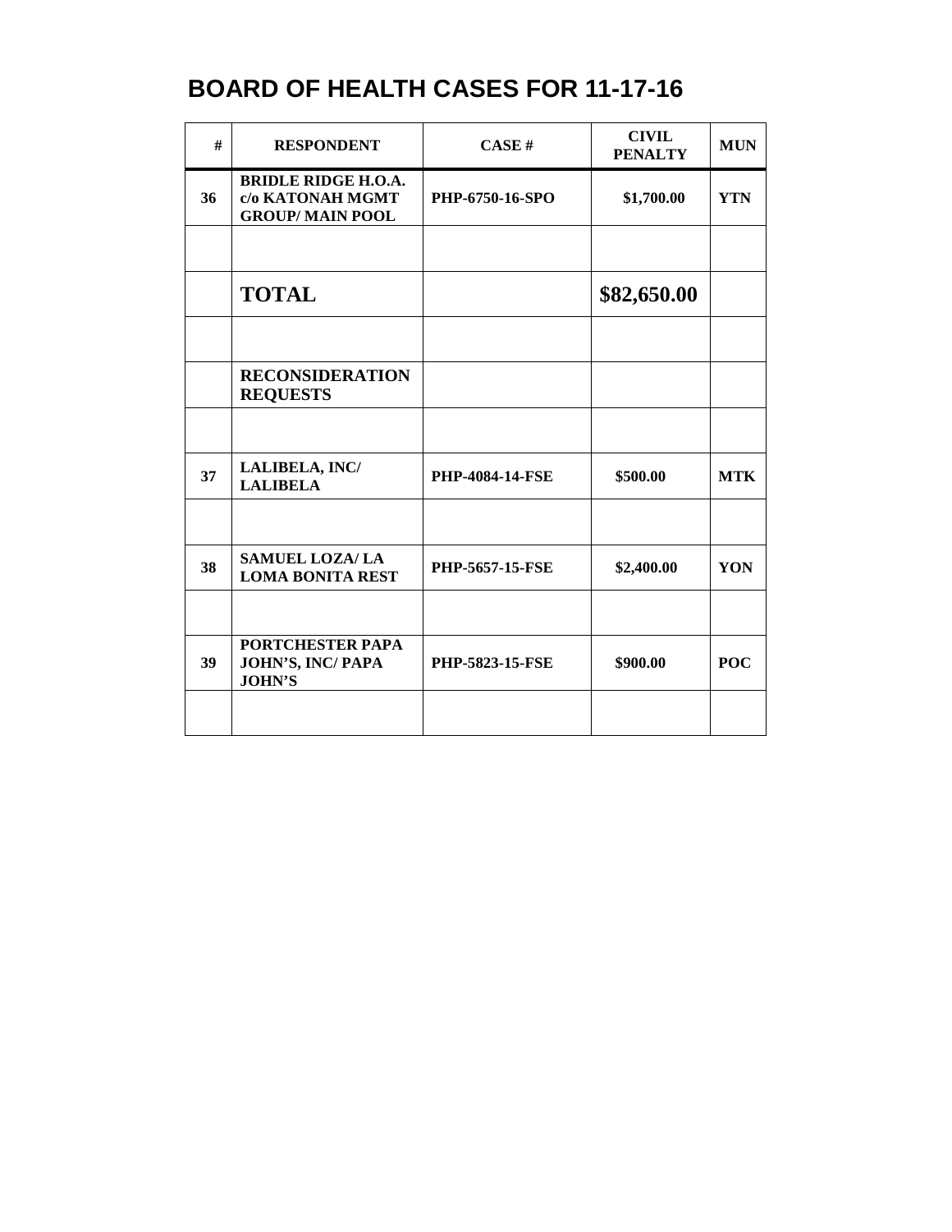# BOARD OF HEALTH CASES FOR 11-17-16

| # | RESPONDENT | CASE # | CIVIL PENALTY | MUN |
|---|---|---|---|---|
| 36 | **BRIDLE RIDGE H.O.A. c/o KATONAH MGMT GROUP/ MAIN POOL** | PHP-6750-16-SPO | $1,700.00 | YTN |
| | | | | |
| | **TOTAL** | | **$82,650.00** | |
| | | | | |
| | **RECONSIDERATION REQUESTS** | | | |
| | | | | |
| 37 | **LALIBELA, INC/ LALIBELA** | PHP-4084-14-FSE | $500.00 | MTK |
| | | | | |
| 38 | **SAMUEL LOZA/ LA LOMA BONITA REST** | PHP-5657-15-FSE | $2,400.00 | YON |
| | | | | |
| 39 | **PORTCHESTER PAPA JOHN'S, INC/ PAPA JOHN'S** | PHP-5823-15-FSE | $900.00 | POC |
| | | | | |